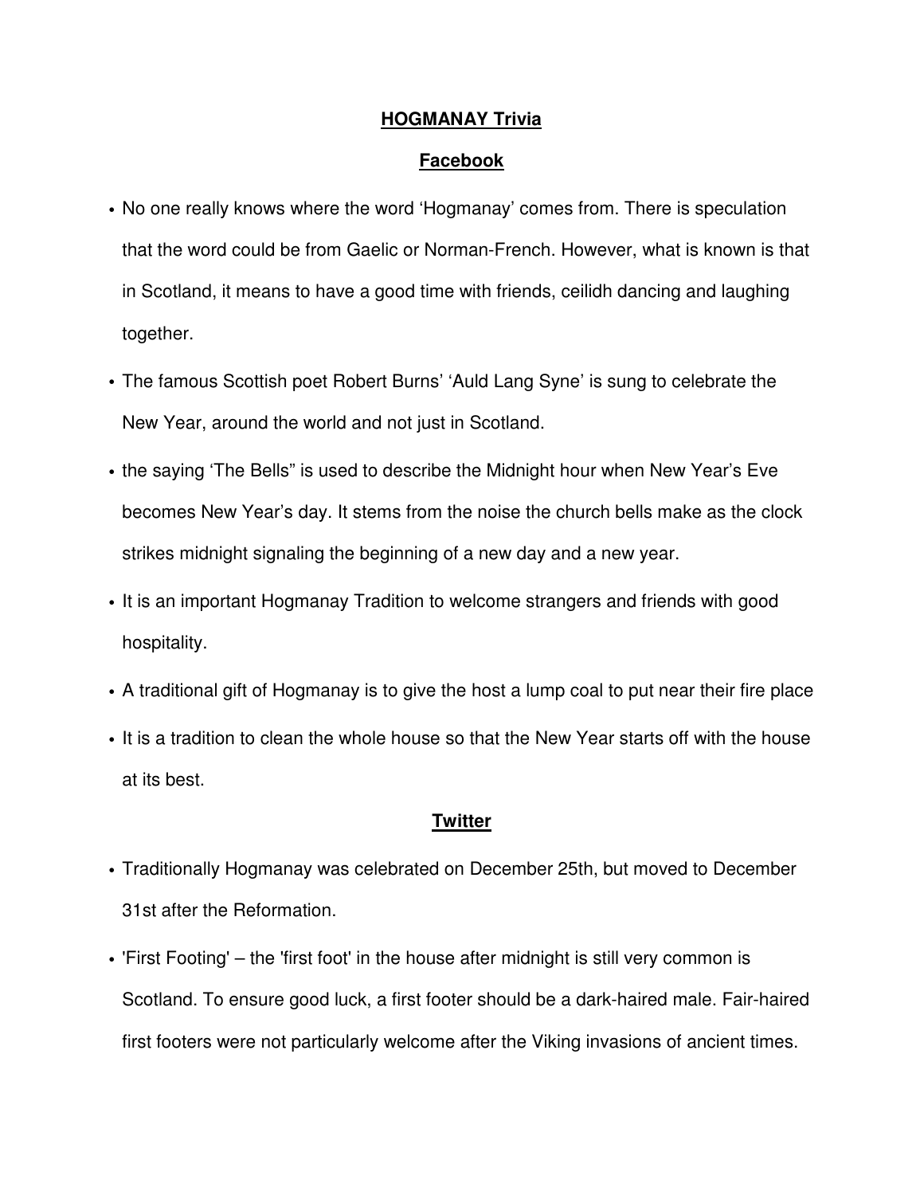# HOGMANAY Trivia

## Facebook

- No one really knows where the word 'Hogmanay' comes from. There is speculation that the word could be from Gaelic or Norman-French. However, what is known is that in Scotland, it means to have a good time with friends, ceilidh dancing and laughing together.
- The famous Scottish poet Robert Burns' 'Auld Lang Syne' is sung to celebrate the New Year, around the world and not just in Scotland.
- the saying 'The Bells" is used to describe the Midnight hour when New Year's Eve becomes New Year's day. It stems from the noise the church bells make as the clock strikes midnight signaling the beginning of a new day and a new year.
- It is an important Hogmanay Tradition to welcome strangers and friends with good hospitality.
- A traditional gift of Hogmanay is to give the host a lump coal to put near their fire place
- It is a tradition to clean the whole house so that the New Year starts off with the house at its best.

## Twitter

- Traditionally Hogmanay was celebrated on December 25th, but moved to December 31st after the Reformation.
- 'First Footing' – the 'first foot' in the house after midnight is still very common is Scotland. To ensure good luck, a first footer should be a dark-haired male. Fair-haired first footers were not particularly welcome after the Viking invasions of ancient times.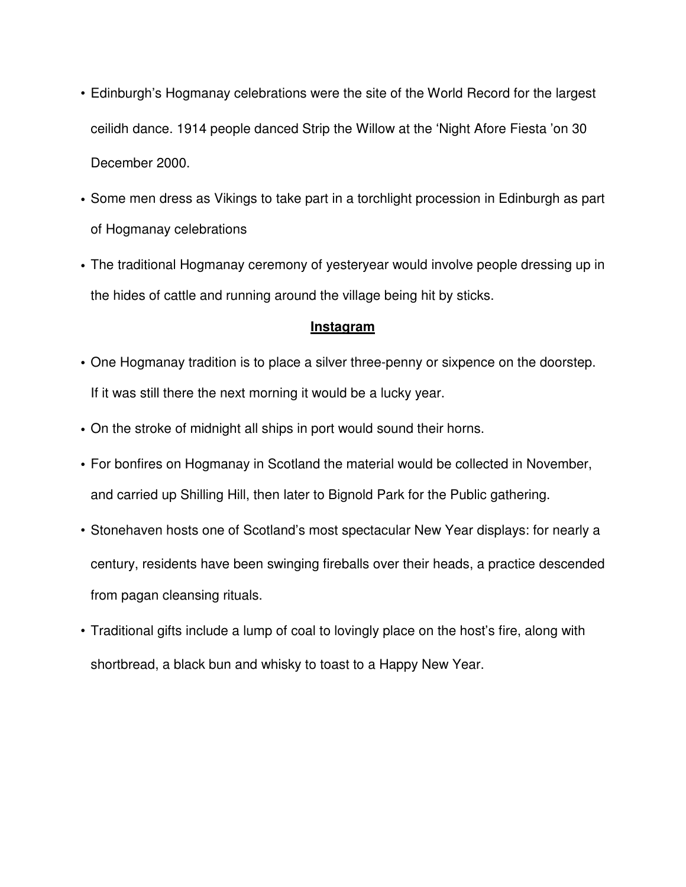- Edinburgh's Hogmanay celebrations were the site of the World Record for the largest ceilidh dance. 1914 people danced Strip the Willow at the 'Night Afore Fiesta 'on 30 December 2000.
- Some men dress as Vikings to take part in a torchlight procession in Edinburgh as part of Hogmanay celebrations
- The traditional Hogmanay ceremony of yesteryear would involve people dressing up in the hides of cattle and running around the village being hit by sticks.

**Instagram**

- One Hogmanay tradition is to place a silver three-penny or sixpence on the doorstep. If it was still there the next morning it would be a lucky year.
- On the stroke of midnight all ships in port would sound their horns.
- For bonfires on Hogmanay in Scotland the material would be collected in November, and carried up Shilling Hill, then later to Bignold Park for the Public gathering.
- Stonehaven hosts one of Scotland's most spectacular New Year displays: for nearly a century, residents have been swinging fireballs over their heads, a practice descended from pagan cleansing rituals.
- Traditional gifts include a lump of coal to lovingly place on the host's fire, along with shortbread, a black bun and whisky to toast to a Happy New Year.